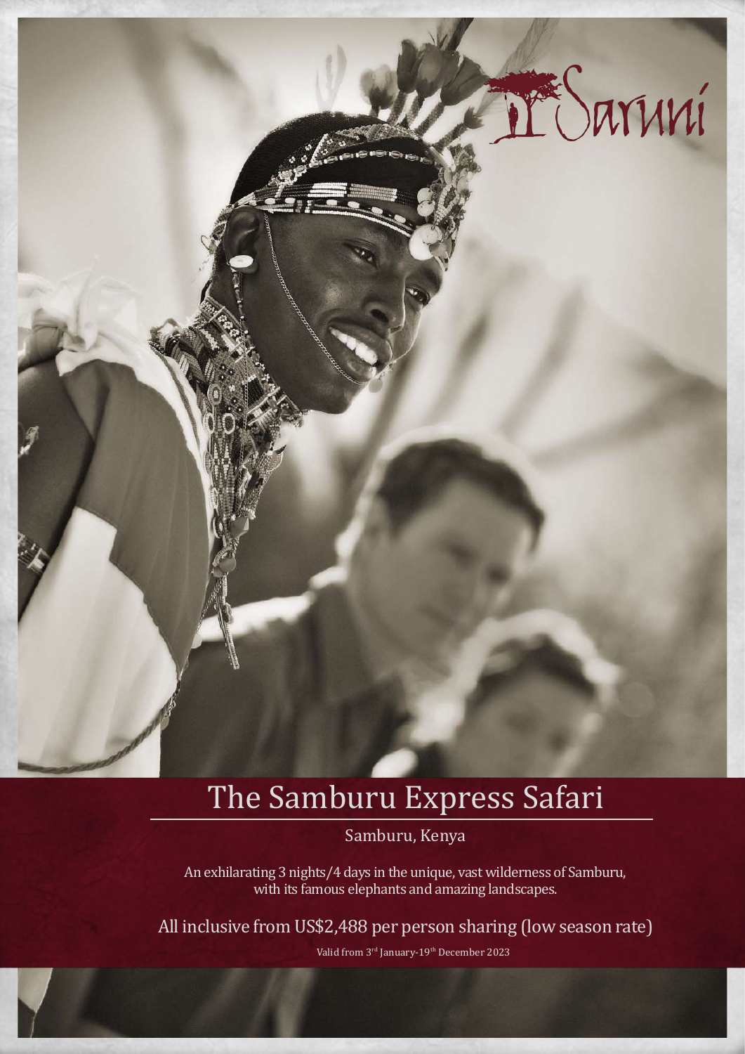Saruni

# The Samburu Express Safari

Samburu, Kenya

An exhilarating 3 nights/4 days in the unique, vast wilderness of Samburu, with its famous elephants and amazing landscapes.

All inclusive from US$2,488 per person sharing (low season rate)

Valid from 3rd January-19th December 2023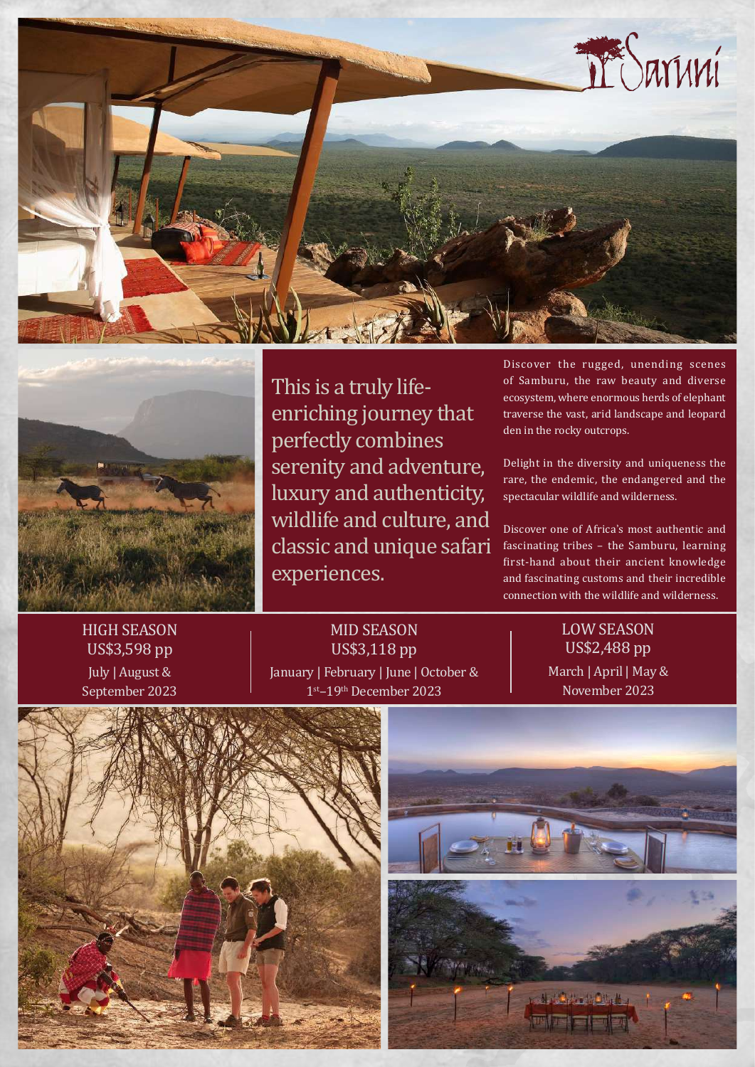Saruni

This is a truly life-enriching journey that perfectly combines serenity and adventure, luxury and authenticity, wildlife and culture, and classic and unique safari experiences.

Discover the rugged, unending scenes of Samburu, the raw beauty and diverse ecosystem, where enormous herds of elephant traverse the vast, arid landscape and leopard den in the rocky outcrops.

Delight in the diversity and uniqueness the rare, the endemic, the endangered and the spectacular wildlife and wilderness.

Discover one of Africa's most authentic and fascinating tribes – the Samburu, learning first-hand about their ancient knowledge and fascinating customs and their incredible connection with the wildlife and wilderness.

| HIGH SEASON | MID SEASON | LOW SEASON |
|---|---|---|
| US$3,598 pp | US$3,118 pp | US$2,488 pp |
| July \| August & September 2023 | January \| February \| June \| October & 1st–19th December 2023 | March \| April \| May & November 2023 |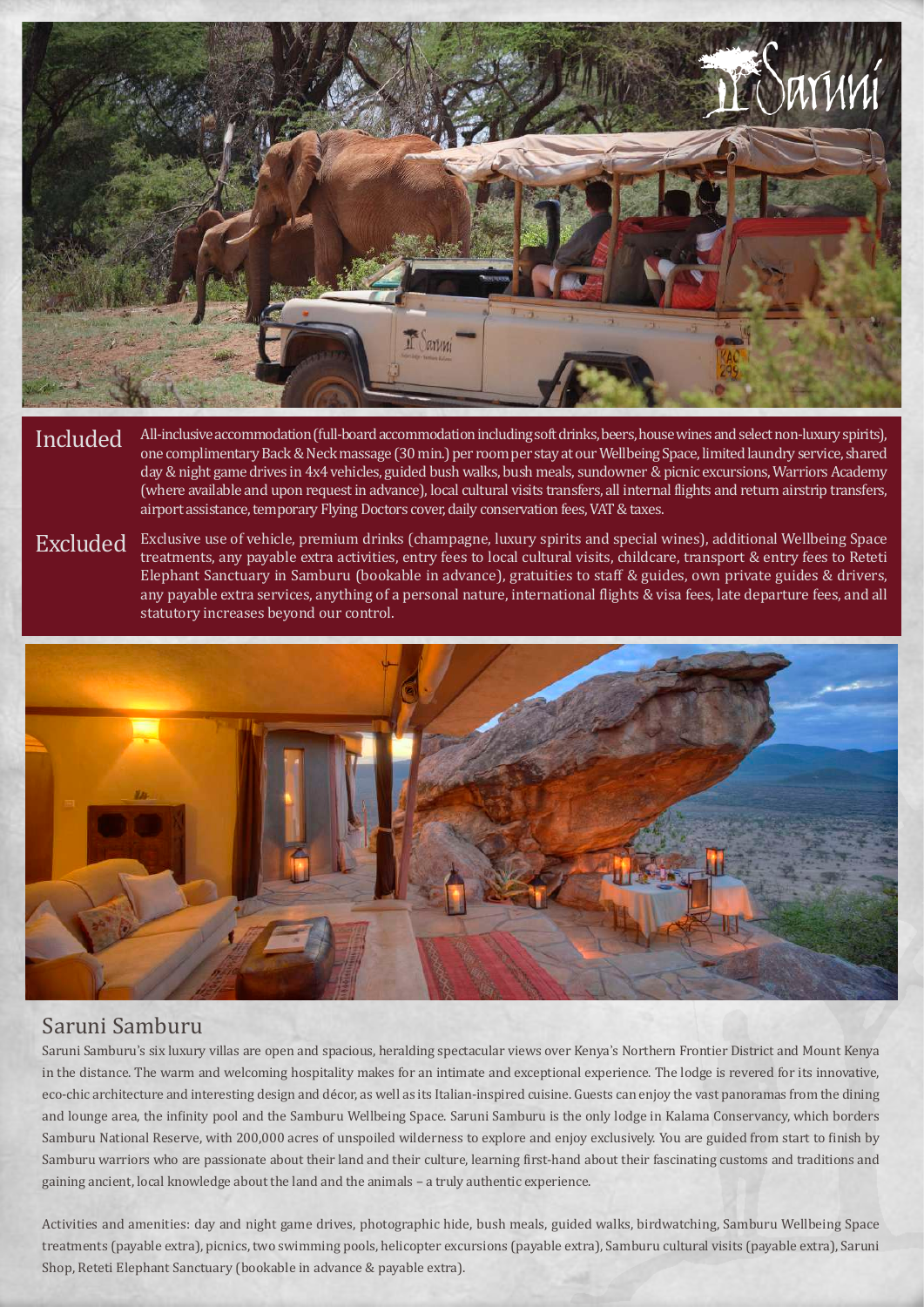**Included** All-inclusive accommodation (full-board accommodation including soft drinks, beers, house wines and select non-luxury spirits), one complimentary Back & Neck massage (30 min.) per room per stay at our Wellbeing Space, limited laundry service, shared day & night game drives in 4x4 vehicles, guided bush walks, bush meals, sundowner & picnic excursions, Warriors Academy (where available and upon request in advance), local cultural visits transfers, all internal flights and return airstrip transfers, airport assistance, temporary Flying Doctors cover, daily conservation fees, VAT & taxes.

**Excluded** Exclusive use of vehicle, premium drinks (champagne, luxury spirits and special wines), additional Wellbeing Space treatments, any payable extra activities, entry fees to local cultural visits, childcare, transport & entry fees to Reteti Elephant Sanctuary in Samburu (bookable in advance), gratuities to staff & guides, own private guides & drivers, any payable extra services, anything of a personal nature, international flights & visa fees, late departure fees, and all statutory increases beyond our control.

## Saruni Samburu

Saruni Samburu's six luxury villas are open and spacious, heralding spectacular views over Kenya's Northern Frontier District and Mount Kenya in the distance. The warm and welcoming hospitality makes for an intimate and exceptional experience. The lodge is revered for its innovative, eco-chic architecture and interesting design and décor, as well as its Italian-inspired cuisine. Guests can enjoy the vast panoramas from the dining and lounge area, the infinity pool and the Samburu Wellbeing Space. Saruni Samburu is the only lodge in Kalama Conservancy, which borders Samburu National Reserve, with 200,000 acres of unspoiled wilderness to explore and enjoy exclusively. You are guided from start to finish by Samburu warriors who are passionate about their land and their culture, learning first-hand about their fascinating customs and traditions and gaining ancient, local knowledge about the land and the animals – a truly authentic experience.

Activities and amenities: day and night game drives, photographic hide, bush meals, guided walks, birdwatching, Samburu Wellbeing Space treatments (payable extra), picnics, two swimming pools, helicopter excursions (payable extra), Samburu cultural visits (payable extra), Saruni Shop, Reteti Elephant Sanctuary (bookable in advance & payable extra).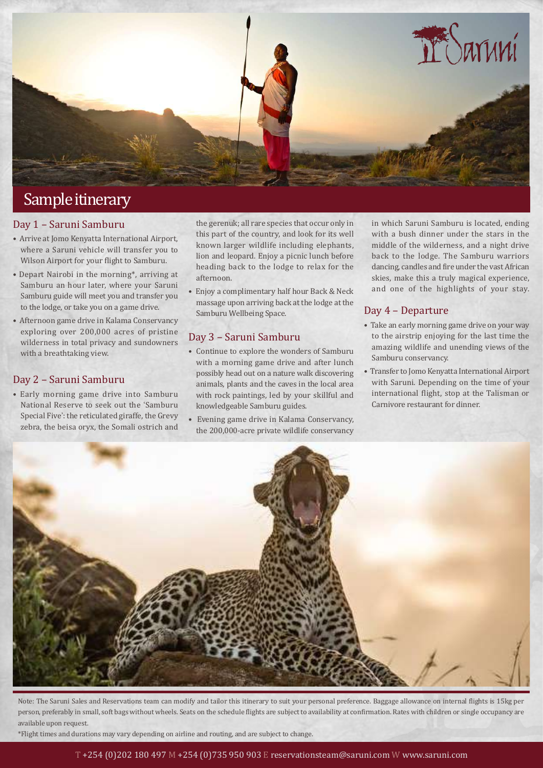# Sample itinerary

## Day 1 – Saruni Samburu

- Arrive at Jomo Kenyatta International Airport, where a Saruni vehicle will transfer you to Wilson Airport for your flight to Samburu.
- Depart Nairobi in the morning*, arriving at Samburu an hour later, where your Saruni Samburu guide will meet you and transfer you to the lodge, or take you on a game drive.
- Afternoon game drive in Kalama Conservancy exploring over 200,000 acres of pristine wilderness in total privacy and sundowners with a breathtaking view.

## Day 2 – Saruni Samburu

- Early morning game drive into Samburu National Reserve to seek out the 'Samburu Special Five': the reticulated giraffe, the Grevy zebra, the beisa oryx, the Somali ostrich and the gerenuk; all rare species that occur only in this part of the country, and look for its well known larger wildlife including elephants, lion and leopard. Enjoy a picnic lunch before heading back to the lodge to relax for the afternoon.
- Enjoy a complimentary half hour Back & Neck massage upon arriving back at the lodge at the Samburu Wellbeing Space.

## Day 3 – Saruni Samburu

- Continue to explore the wonders of Samburu with a morning game drive and after lunch possibly head out on a nature walk discovering animals, plants and the caves in the local area with rock paintings, led by your skillful and knowledgeable Samburu guides.
- Evening game drive in Kalama Conservancy, the 200,000-acre private wildlife conservancy in which Saruni Samburu is located, ending with a bush dinner under the stars in the middle of the wilderness, and a night drive back to the lodge. The Samburu warriors dancing, candles and fire under the vast African skies, make this a truly magical experience, and one of the highlights of your stay.

## Day 4 – Departure

- Take an early morning game drive on your way to the airstrip enjoying for the last time the amazing wildlife and unending views of the Samburu conservancy.
- Transfer to Jomo Kenyatta International Airport with Saruni. Depending on the time of your international flight, stop at the Talisman or Carnivore restaurant for dinner.

Note: The Saruni Sales and Reservations team can modify and tailor this itinerary to suit your personal preference. Baggage allowance on internal flights is 15kg per person, preferably in small, soft bags without wheels. Seats on the schedule flights are subject to availability at confirmation. Rates with children or single occupancy are available upon request.

*Flight times and durations may vary depending on airline and routing, and are subject to change.

T +254 (0)202 180 497 M +254 (0)735 950 903 E reservationsteam@saruni.com W www.saruni.com